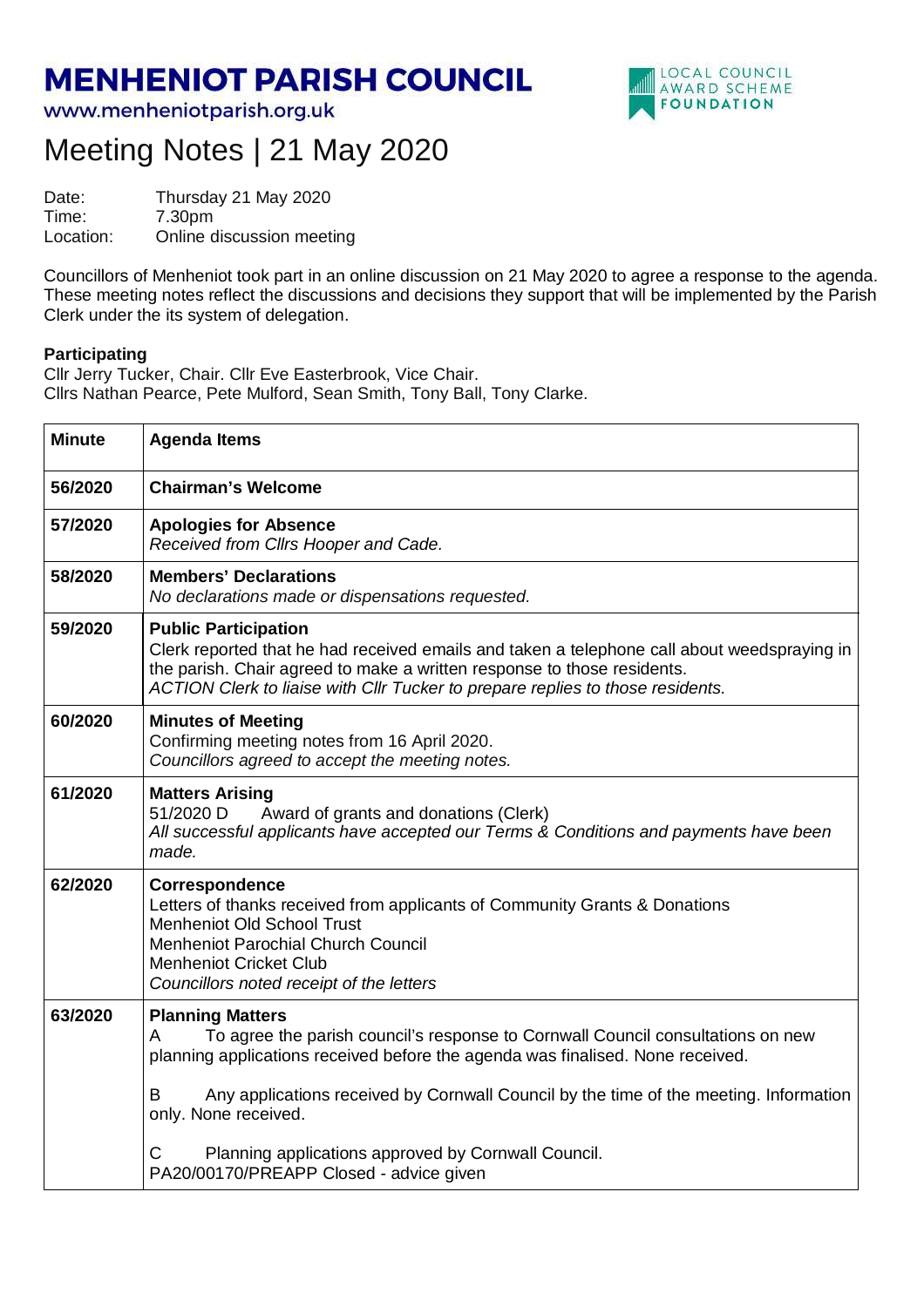# MENHENIOT PARISH COUNCIL

www.menheniotparish.org.uk

LOCAL COUNCIL AWARD SCHEME FOUNDATION

## Meeting Notes | 21 May 2020

Date: Thursday 21 May 2020
Time: 7.30pm
Location: Online discussion meeting

Councillors of Menheniot took part in an online discussion on 21 May 2020 to agree a response to the agenda. These meeting notes reflect the discussions and decisions they support that will be implemented by the Parish Clerk under the its system of delegation.

**Participating**
Cllr Jerry Tucker, Chair. Cllr Eve Easterbrook, Vice Chair.
Cllrs Nathan Pearce, Pete Mulford, Sean Smith, Tony Ball, Tony Clarke.

| Minute | Agenda Items |
|---|---|
| **56/2020** | **Chairman's Welcome** |
| **57/2020** | **Apologies for Absence**<br>*Received from Cllrs Hooper and Cade.* |
| **58/2020** | **Members' Declarations**<br>*No declarations made or dispensations requested.* |
| **59/2020** | **Public Participation**<br>Clerk reported that he had received emails and taken a telephone call about weedspraying in the parish. Chair agreed to make a written response to those residents.<br>*ACTION Clerk to liaise with Cllr Tucker to prepare replies to those residents.* |
| **60/2020** | **Minutes of Meeting**<br>Confirming meeting notes from 16 April 2020.<br>*Councillors agreed to accept the meeting notes.* |
| **61/2020** | **Matters Arising**<br>51/2020 D Award of grants and donations (Clerk)<br>*All successful applicants have accepted our Terms & Conditions and payments have been made.* |
| **62/2020** | **Correspondence**<br>Letters of thanks received from applicants of Community Grants & Donations<br>Menheniot Old School Trust<br>Menheniot Parochial Church Council<br>Menheniot Cricket Club<br>*Councillors noted receipt of the letters* |
| **63/2020** | **Planning Matters**<br>A To agree the parish council's response to Cornwall Council consultations on new planning applications received before the agenda was finalised. None received.<br><br>B Any applications received by Cornwall Council by the time of the meeting. Information only. None received.<br><br>C Planning applications approved by Cornwall Council.<br>PA20/00170/PREAPP Closed - advice given |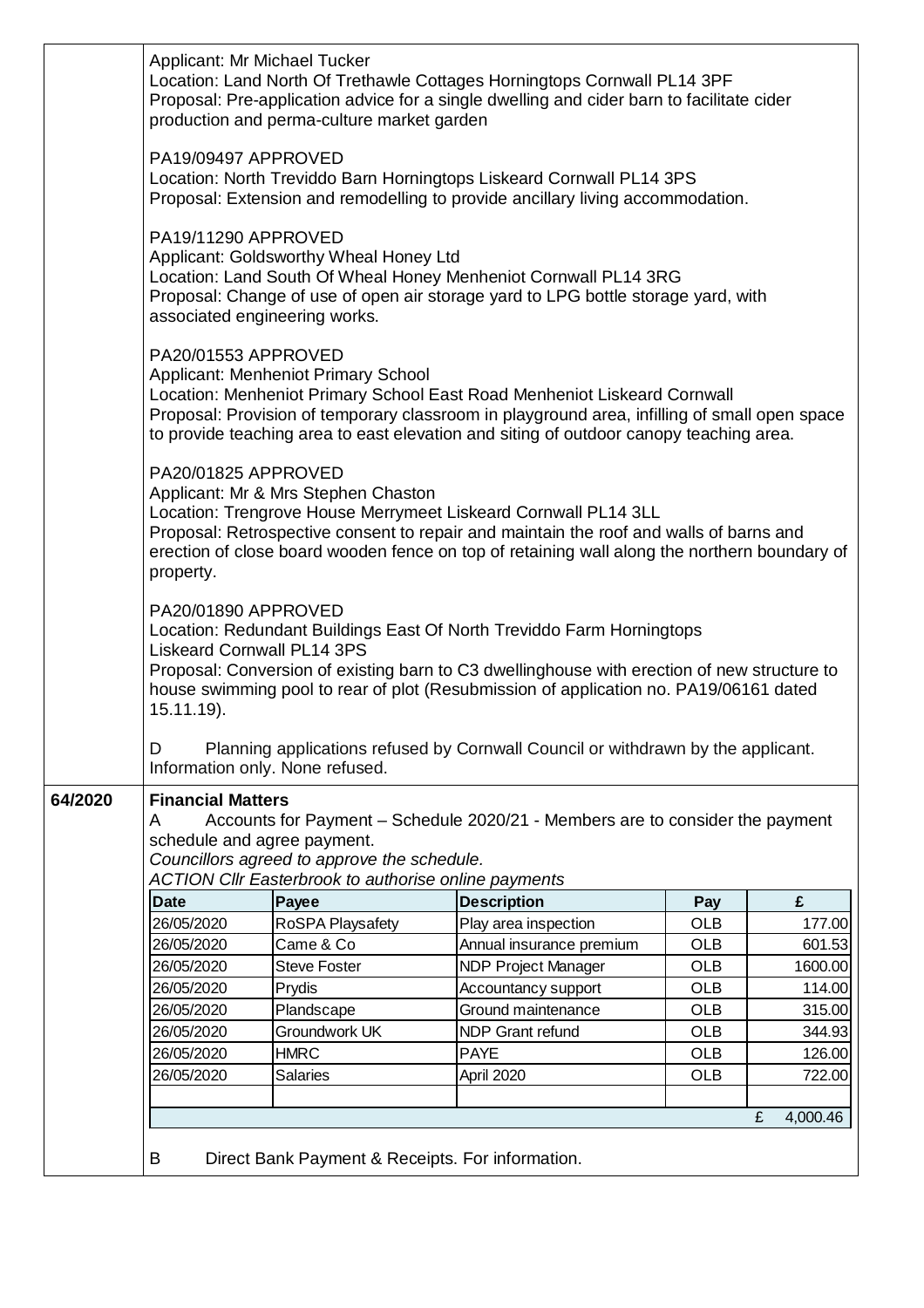Applicant: Mr Michael Tucker
Location: Land North Of Trethawle Cottages Horningtops Cornwall PL14 3PF
Proposal: Pre-application advice for a single dwelling and cider barn to facilitate cider production and perma-culture market garden

PA19/09497 APPROVED
Location: North Treviddo Barn Horningtops Liskeard Cornwall PL14 3PS
Proposal: Extension and remodelling to provide ancillary living accommodation.

PA19/11290 APPROVED
Applicant: Goldsworthy Wheal Honey Ltd
Location: Land South Of Wheal Honey Menheniot Cornwall PL14 3RG
Proposal: Change of use of open air storage yard to LPG bottle storage yard, with associated engineering works.

PA20/01553 APPROVED
Applicant: Menheniot Primary School
Location: Menheniot Primary School East Road Menheniot Liskeard Cornwall
Proposal: Provision of temporary classroom in playground area, infilling of small open space to provide teaching area to east elevation and siting of outdoor canopy teaching area.

PA20/01825 APPROVED
Applicant: Mr & Mrs Stephen Chaston
Location: Trengrove House Merrymeet Liskeard Cornwall PL14 3LL
Proposal: Retrospective consent to repair and maintain the roof and walls of barns and erection of close board wooden fence on top of retaining wall along the northern boundary of property.

PA20/01890 APPROVED
Location: Redundant Buildings East Of North Treviddo Farm Horningtops Liskeard Cornwall PL14 3PS
Proposal: Conversion of existing barn to C3 dwellinghouse with erection of new structure to house swimming pool to rear of plot (Resubmission of application no. PA19/06161 dated 15.11.19).

D Planning applications refused by Cornwall Council or withdrawn by the applicant. Information only. None refused.

**64/2020** **Financial Matters**

A Accounts for Payment – Schedule 2020/21 - Members are to consider the payment schedule and agree payment.

*Councillors agreed to approve the schedule.*

*ACTION Cllr Easterbrook to authorise online payments*

| Date | Payee | Description | Pay | £ |
|---|---|---|---|---|
| 26/05/2020 | RoSPA Playsafety | Play area inspection | OLB | 177.00 |
| 26/05/2020 | Came & Co | Annual insurance premium | OLB | 601.53 |
| 26/05/2020 | Steve Foster | NDP Project Manager | OLB | 1600.00 |
| 26/05/2020 | Prydis | Accountancy support | OLB | 114.00 |
| 26/05/2020 | Plandscape | Ground maintenance | OLB | 315.00 |
| 26/05/2020 | Groundwork UK | NDP Grant refund | OLB | 344.93 |
| 26/05/2020 | HMRC | PAYE | OLB | 126.00 |
| 26/05/2020 | Salaries | April 2020 | OLB | 722.00 |
| | | | | |
| | | | | £ 4,000.46 |

B Direct Bank Payment & Receipts. For information.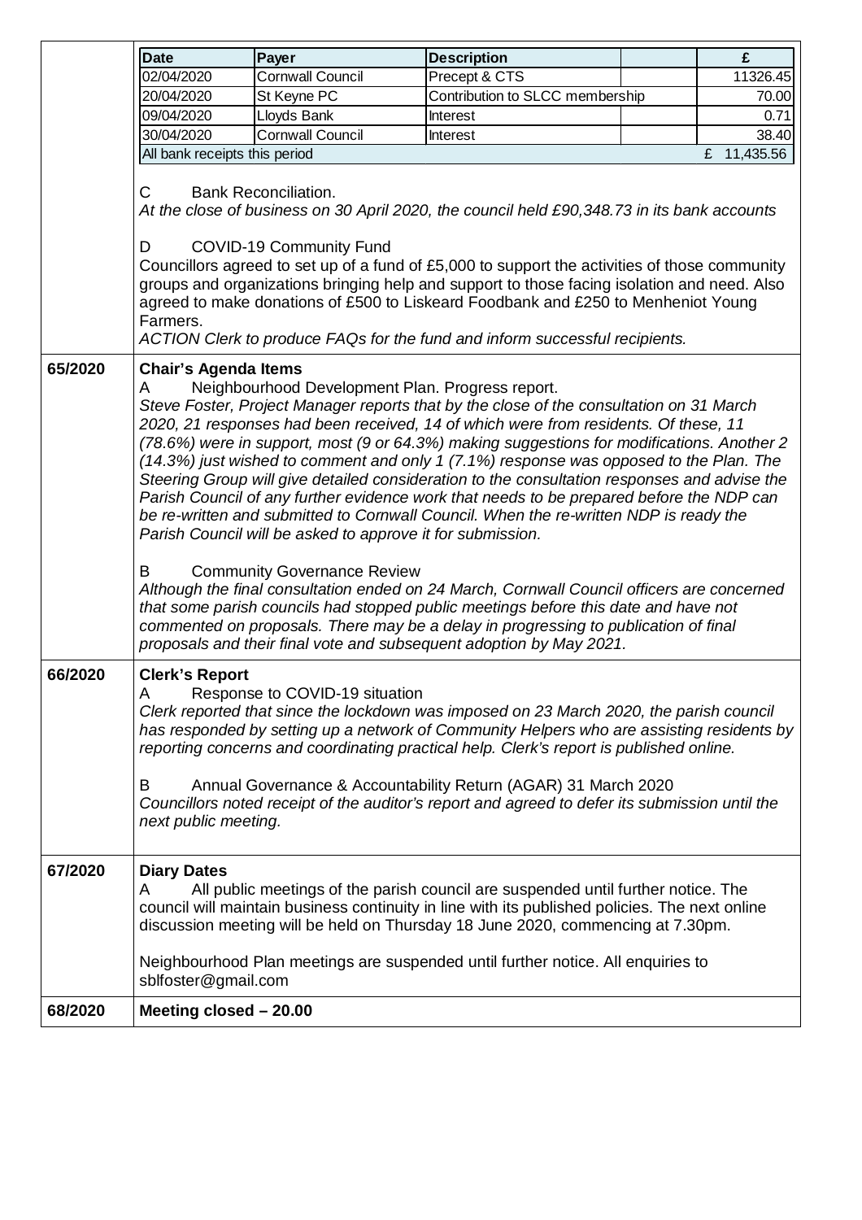| Date | Payer | Description | | £ |
|---|---|---|---|---|
| 02/04/2020 | Cornwall Council | Precept & CTS | | 11326.45 |
| 20/04/2020 | St Keyne PC | Contribution to SLCC membership | | 70.00 |
| 09/04/2020 | Lloyds Bank | Interest | | 0.71 |
| 30/04/2020 | Cornwall Council | Interest | | 38.40 |
| All bank receipts this period | | | | £ 11,435.56 |

C Bank Reconciliation.
*At the close of business on 30 April 2020, the council held £90,348.73 in its bank accounts*

D COVID-19 Community Fund
Councillors agreed to set up of a fund of £5,000 to support the activities of those community groups and organizations bringing help and support to those facing isolation and need. Also agreed to make donations of £500 to Liskeard Foodbank and £250 to Menheniot Young Farmers.
*ACTION Clerk to produce FAQs for the fund and inform successful recipients.*

**65/2020 Chair's Agenda Items**

A Neighbourhood Development Plan. Progress report.
*Steve Foster, Project Manager reports that by the close of the consultation on 31 March 2020, 21 responses had been received, 14 of which were from residents. Of these, 11 (78.6%) were in support, most (9 or 64.3%) making suggestions for modifications. Another 2 (14.3%) just wished to comment and only 1 (7.1%) response was opposed to the Plan. The Steering Group will give detailed consideration to the consultation responses and advise the Parish Council of any further evidence work that needs to be prepared before the NDP can be re-written and submitted to Cornwall Council. When the re-written NDP is ready the Parish Council will be asked to approve it for submission.*

B Community Governance Review
*Although the final consultation ended on 24 March, Cornwall Council officers are concerned that some parish councils had stopped public meetings before this date and have not commented on proposals. There may be a delay in progressing to publication of final proposals and their final vote and subsequent adoption by May 2021.*

**66/2020 Clerk's Report**

A Response to COVID-19 situation
*Clerk reported that since the lockdown was imposed on 23 March 2020, the parish council has responded by setting up a network of Community Helpers who are assisting residents by reporting concerns and coordinating practical help. Clerk's report is published online.*

B Annual Governance & Accountability Return (AGAR) 31 March 2020
*Councillors noted receipt of the auditor's report and agreed to defer its submission until the next public meeting.*

**67/2020 Diary Dates**

A All public meetings of the parish council are suspended until further notice. The council will maintain business continuity in line with its published policies. The next online discussion meeting will be held on Thursday 18 June 2020, commencing at 7.30pm.

Neighbourhood Plan meetings are suspended until further notice. All enquiries to sblfoster@gmail.com

**68/2020 Meeting closed – 20.00**